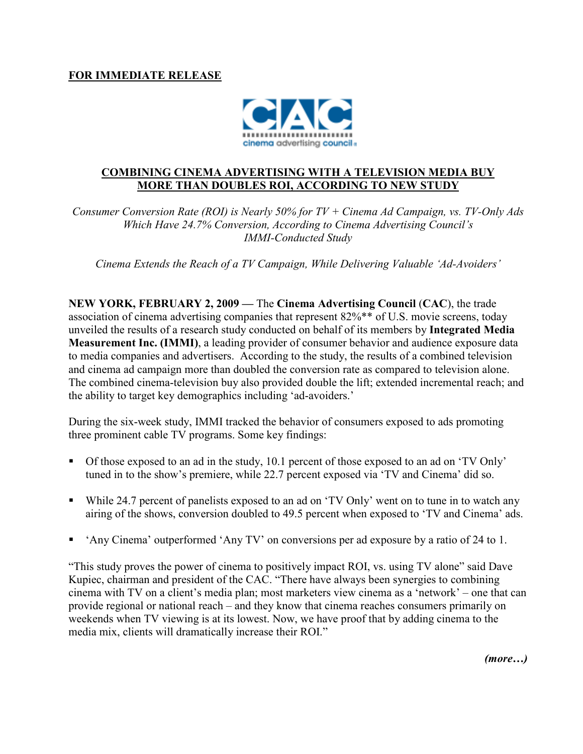**FOR IMMEDIATE RELEASE**

cinema advertising council

# COMBINING CINEMA ADVERTISING WITH A TELEVISION MEDIA BUY MORE THAN DOUBLES ROI, ACCORDING TO NEW STUDY

*Consumer Conversion Rate (ROI) is Nearly 50% for TV + Cinema Ad Campaign, vs. TV-Only Ads Which Have 24.7% Conversion, According to Cinema Advertising Council's IMMI-Conducted Study*

*Cinema Extends the Reach of a TV Campaign, While Delivering Valuable 'Ad-Avoiders'*

**NEW YORK, FEBRUARY 2, 2009 —** The **Cinema Advertising Council** (**CAC**), the trade association of cinema advertising companies that represent 82%** of U.S. movie screens, today unveiled the results of a research study conducted on behalf of its members by **Integrated Media Measurement Inc. (IMMI)**, a leading provider of consumer behavior and audience exposure data to media companies and advertisers. According to the study, the results of a combined television and cinema ad campaign more than doubled the conversion rate as compared to television alone. The combined cinema-television buy also provided double the lift; extended incremental reach; and the ability to target key demographics including 'ad-avoiders.'

During the six-week study, IMMI tracked the behavior of consumers exposed to ads promoting three prominent cable TV programs. Some key findings:

- Of those exposed to an ad in the study, 10.1 percent of those exposed to an ad on 'TV Only' tuned in to the show's premiere, while 22.7 percent exposed via 'TV and Cinema' did so.
- While 24.7 percent of panelists exposed to an ad on 'TV Only' went on to tune in to watch any airing of the shows, conversion doubled to 49.5 percent when exposed to 'TV and Cinema' ads.
- 'Any Cinema' outperformed 'Any TV' on conversions per ad exposure by a ratio of 24 to 1.

"This study proves the power of cinema to positively impact ROI, vs. using TV alone" said Dave Kupiec, chairman and president of the CAC. "There have always been synergies to combining cinema with TV on a client's media plan; most marketers view cinema as a 'network' – one that can provide regional or national reach – and they know that cinema reaches consumers primarily on weekends when TV viewing is at its lowest. Now, we have proof that by adding cinema to the media mix, clients will dramatically increase their ROI."

***(more…)***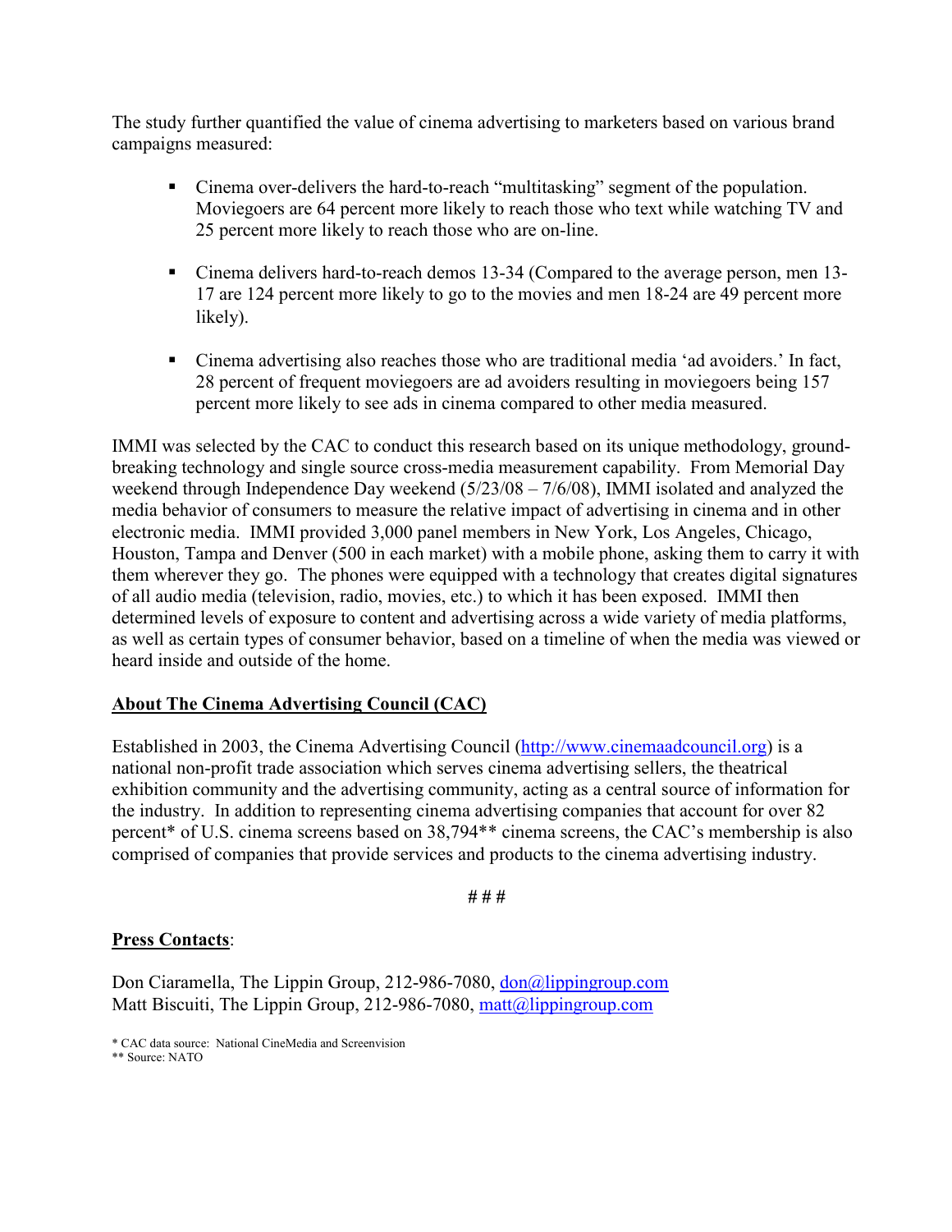The study further quantified the value of cinema advertising to marketers based on various brand campaigns measured:

- Cinema over-delivers the hard-to-reach "multitasking" segment of the population. Moviegoers are 64 percent more likely to reach those who text while watching TV and 25 percent more likely to reach those who are on-line.
- Cinema delivers hard-to-reach demos 13-34 (Compared to the average person, men 13-17 are 124 percent more likely to go to the movies and men 18-24 are 49 percent more likely).
- Cinema advertising also reaches those who are traditional media 'ad avoiders.' In fact, 28 percent of frequent moviegoers are ad avoiders resulting in moviegoers being 157 percent more likely to see ads in cinema compared to other media measured.

IMMI was selected by the CAC to conduct this research based on its unique methodology, ground-breaking technology and single source cross-media measurement capability. From Memorial Day weekend through Independence Day weekend (5/23/08 – 7/6/08), IMMI isolated and analyzed the media behavior of consumers to measure the relative impact of advertising in cinema and in other electronic media. IMMI provided 3,000 panel members in New York, Los Angeles, Chicago, Houston, Tampa and Denver (500 in each market) with a mobile phone, asking them to carry it with them wherever they go. The phones were equipped with a technology that creates digital signatures of all audio media (television, radio, movies, etc.) to which it has been exposed. IMMI then determined levels of exposure to content and advertising across a wide variety of media platforms, as well as certain types of consumer behavior, based on a timeline of when the media was viewed or heard inside and outside of the home.

**About The Cinema Advertising Council (CAC)**

Established in 2003, the Cinema Advertising Council (http://www.cinemaadcouncil.org) is a national non-profit trade association which serves cinema advertising sellers, the theatrical exhibition community and the advertising community, acting as a central source of information for the industry. In addition to representing cinema advertising companies that account for over 82 percent* of U.S. cinema screens based on 38,794** cinema screens, the CAC's membership is also comprised of companies that provide services and products to the cinema advertising industry.

# # #

**Press Contacts**:

Don Ciaramella, The Lippin Group, 212-986-7080, don@lippingroup.com
Matt Biscuiti, The Lippin Group, 212-986-7080, matt@lippingroup.com

* CAC data source: National CineMedia and Screenvision
** Source: NATO